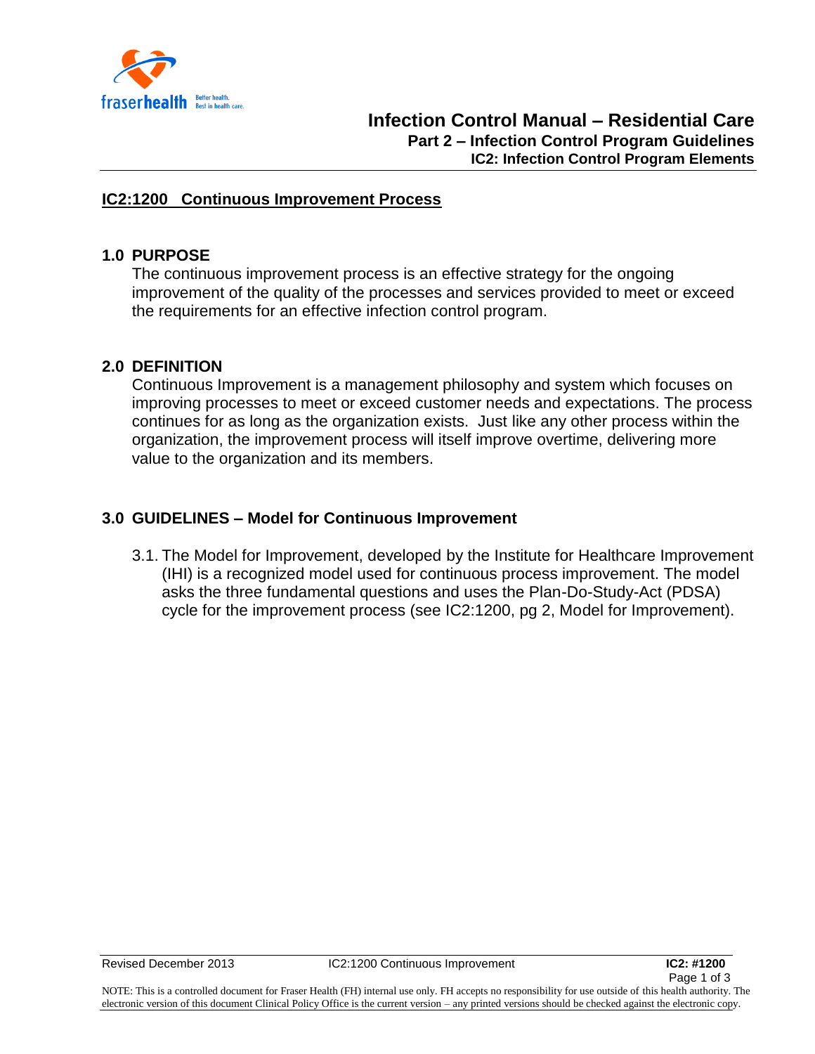## IC2:1200 Continuous Improvement Process

### 1.0 PURPOSE

The continuous improvement process is an effective strategy for the ongoing improvement of the quality of the processes and services provided to meet or exceed the requirements for an effective infection control program.

### 2.0 DEFINITION

Continuous Improvement is a management philosophy and system which focuses on improving processes to meet or exceed customer needs and expectations. The process continues for as long as the organization exists. Just like any other process within the organization, the improvement process will itself improve overtime, delivering more value to the organization and its members.

### 3.0 GUIDELINES – Model for Continuous Improvement

3.1. The Model for Improvement, developed by the Institute for Healthcare Improvement (IHI) is a recognized model used for continuous process improvement. The model asks the three fundamental questions and uses the Plan-Do-Study-Act (PDSA) cycle for the improvement process (see IC2:1200, pg 2, Model for Improvement).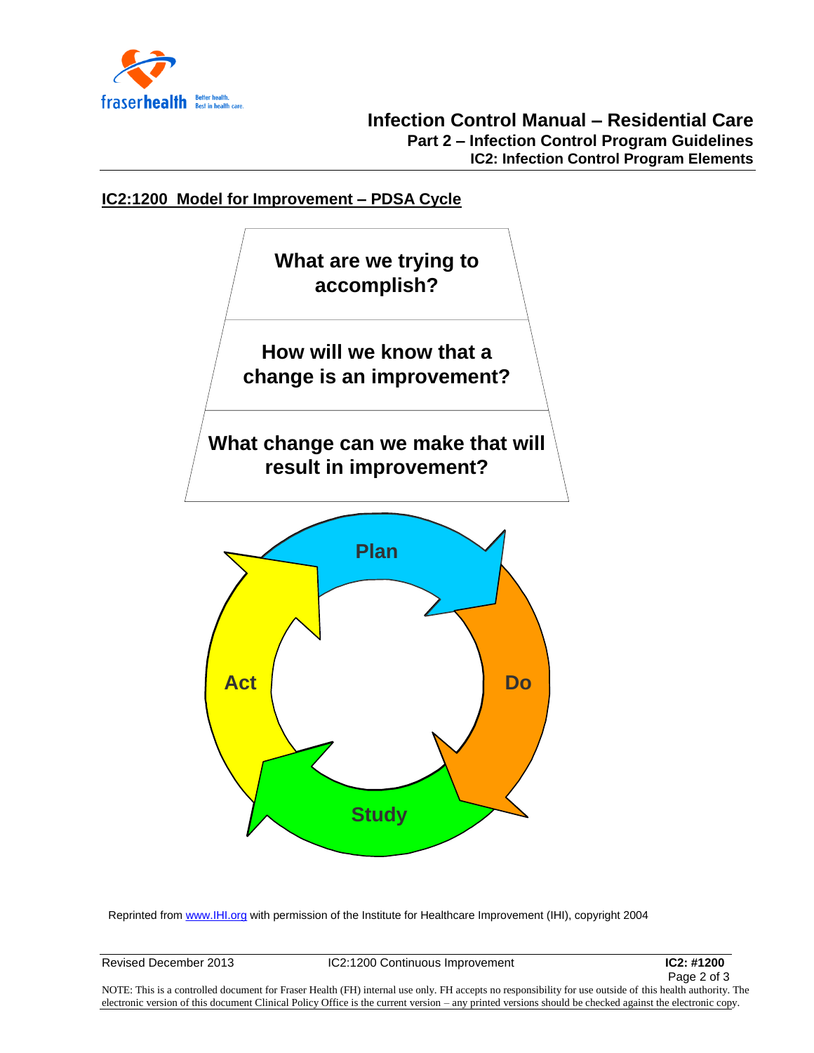## IC2:1200 Model for Improvement – PDSA Cycle

What are we trying to accomplish?

How will we know that a change is an improvement?

What change can we make that will result in improvement?

Plan

Do

Study

Act

Reprinted from www.IHI.org with permission of the Institute for Healthcare Improvement (IHI), copyright 2004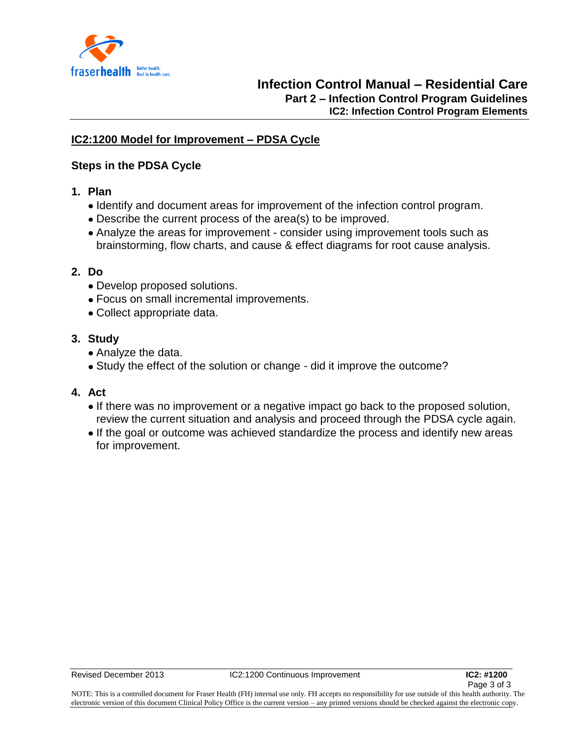## IC2:1200 Model for Improvement – PDSA Cycle

### Steps in the PDSA Cycle

1. **Plan**
   - Identify and document areas for improvement of the infection control program.
   - Describe the current process of the area(s) to be improved.
   - Analyze the areas for improvement - consider using improvement tools such as brainstorming, flow charts, and cause & effect diagrams for root cause analysis.

2. **Do**
   - Develop proposed solutions.
   - Focus on small incremental improvements.
   - Collect appropriate data.

3. **Study**
   - Analyze the data.
   - Study the effect of the solution or change - did it improve the outcome?

4. **Act**
   - If there was no improvement or a negative impact go back to the proposed solution, review the current situation and analysis and proceed through the PDSA cycle again.
   - If the goal or outcome was achieved standardize the process and identify new areas for improvement.